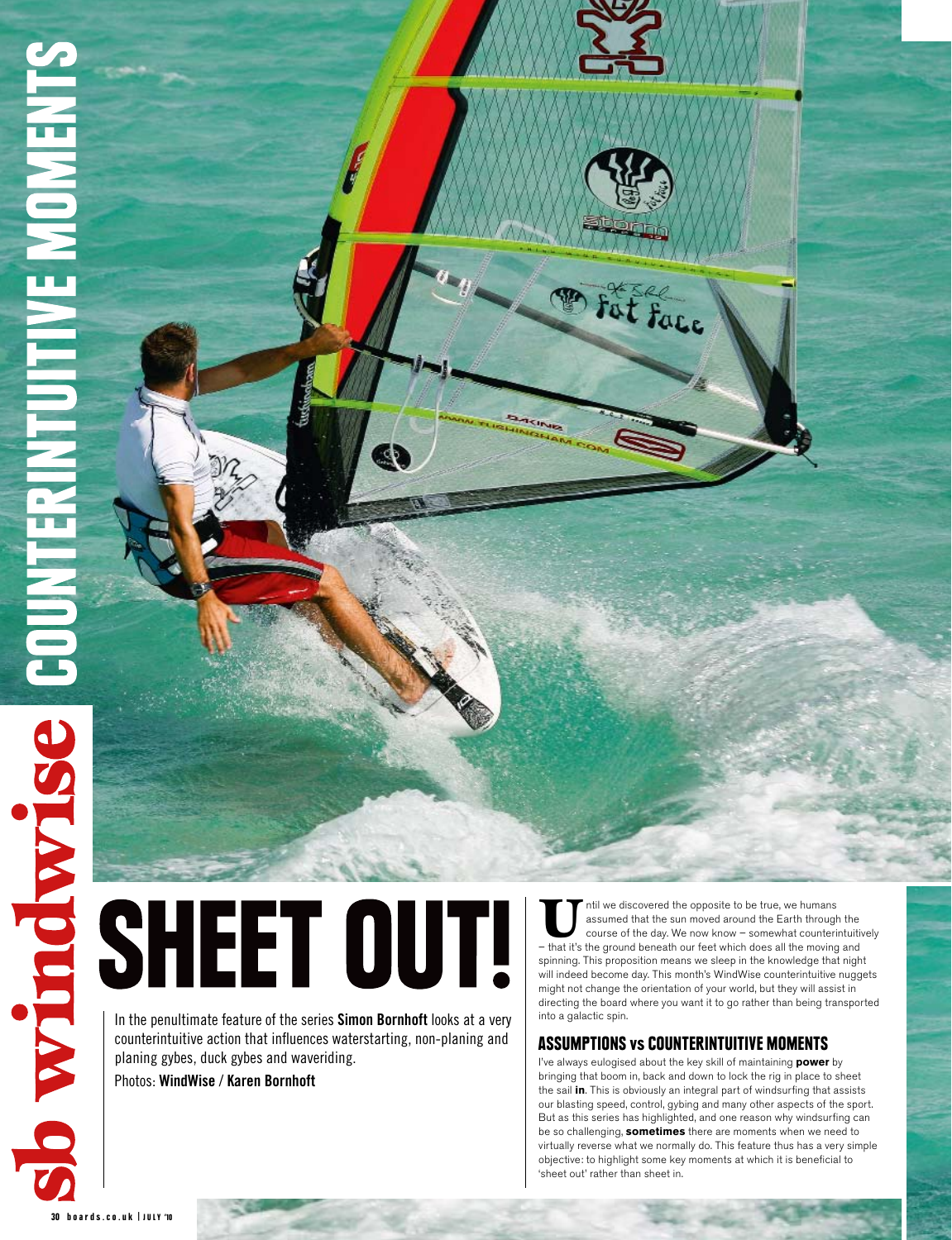# SHEET OUT!

In the penultimate feature of the series **Simon Bornhoft** looks at a very counterintuitive action that influences waterstarting, non-planing and planing gybes, duck gybes and waveriding.

Photos: **WindWise / Karen Bornhoft**

Until we discovered the opposite to be true, we humans assumed that the sun moved around the Earth through the course of the day. We now know – somewhat counterintuitively – that it's the ground beneath our feet which does all the moving and spinning. This proposition means we sleep in the knowledge that night will indeed become day. This month's WindWise counterintuitive nuggets might not change the orientation of your world, but they will assist in directing the board where you want it to go rather than being transported into a galactic spin.

## ASSUMPTIONS vs COUNTERINTUITIVE MOMENTS

I've always eulogised about the key skill of maintaining **power** by bringing that boom in, back and down to lock the rig in place to sheet the sail **in**. This is obviously an integral part of windsurfing that assists our blasting speed, control, gybing and many other aspects of the sport. But as this series has highlighted, and one reason why windsurfing can be so challenging, **sometimes** there are moments when we need to virtually reverse what we normally do. This feature thus has a very simple objective: to highlight some key moments at which it is beneficial to 'sheet out' rather than sheet in.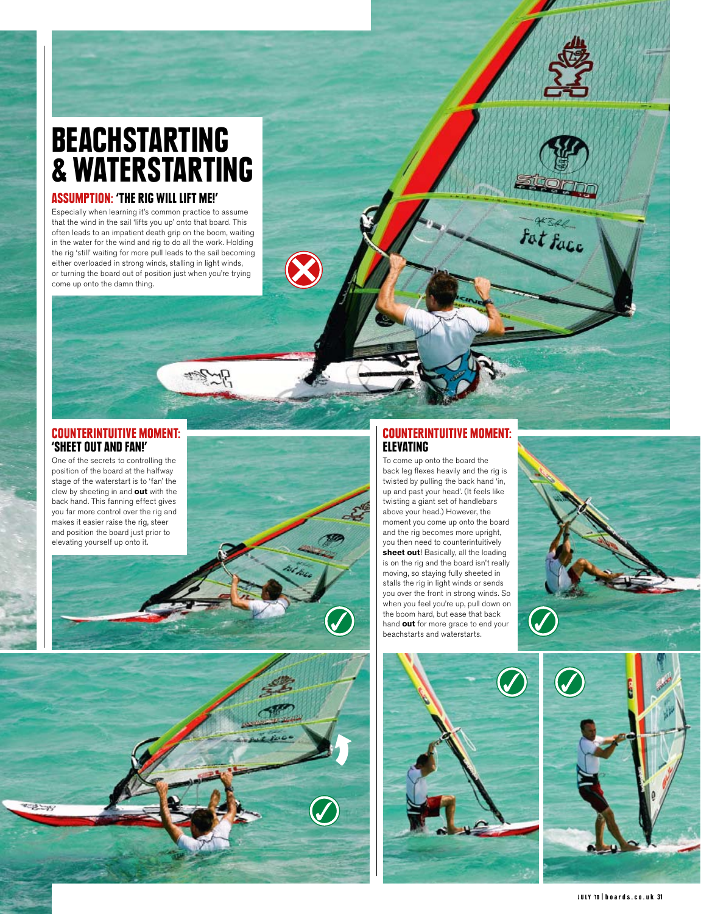# BEACHSTARTING & WATERSTARTING

## ASSUMPTION: 'THE RIG WILL LIFT ME!'

Especially when learning it's common practice to assume that the wind in the sail 'lifts you up' onto that board. This often leads to an impatient death grip on the boom, waiting in the water for the wind and rig to do all the work. Holding the rig 'still' waiting for more pull leads to the sail becoming either overloaded in strong winds, stalling in light winds, or turning the board out of position just when you're trying come up onto the damn thing.

## COUNTERINTUITIVE MOMENT: 'SHEET OUT AND FAN!'

One of the secrets to controlling the position of the board at the halfway stage of the waterstart is to 'fan' the clew by sheeting in and **out** with the back hand. This fanning effect gives you far more control over the rig and makes it easier raise the rig, steer and position the board just prior to elevating yourself up onto it.

## COUNTERINTUITIVE MOMENT: ELEVATING

To come up onto the board the back leg flexes heavily and the rig is twisted by pulling the back hand 'in, up and past your head'. (It feels like twisting a giant set of handlebars above your head.) However, the moment you come up onto the board and the rig becomes more upright, you then need to counterintuitively **sheet out**! Basically, all the loading is on the rig and the board isn't really moving, so staying fully sheeted in stalls the rig in light winds or sends you over the front in strong winds. So when you feel you're up, pull down on the boom hard, but ease that back hand **out** for more grace to end your beachstarts and waterstarts.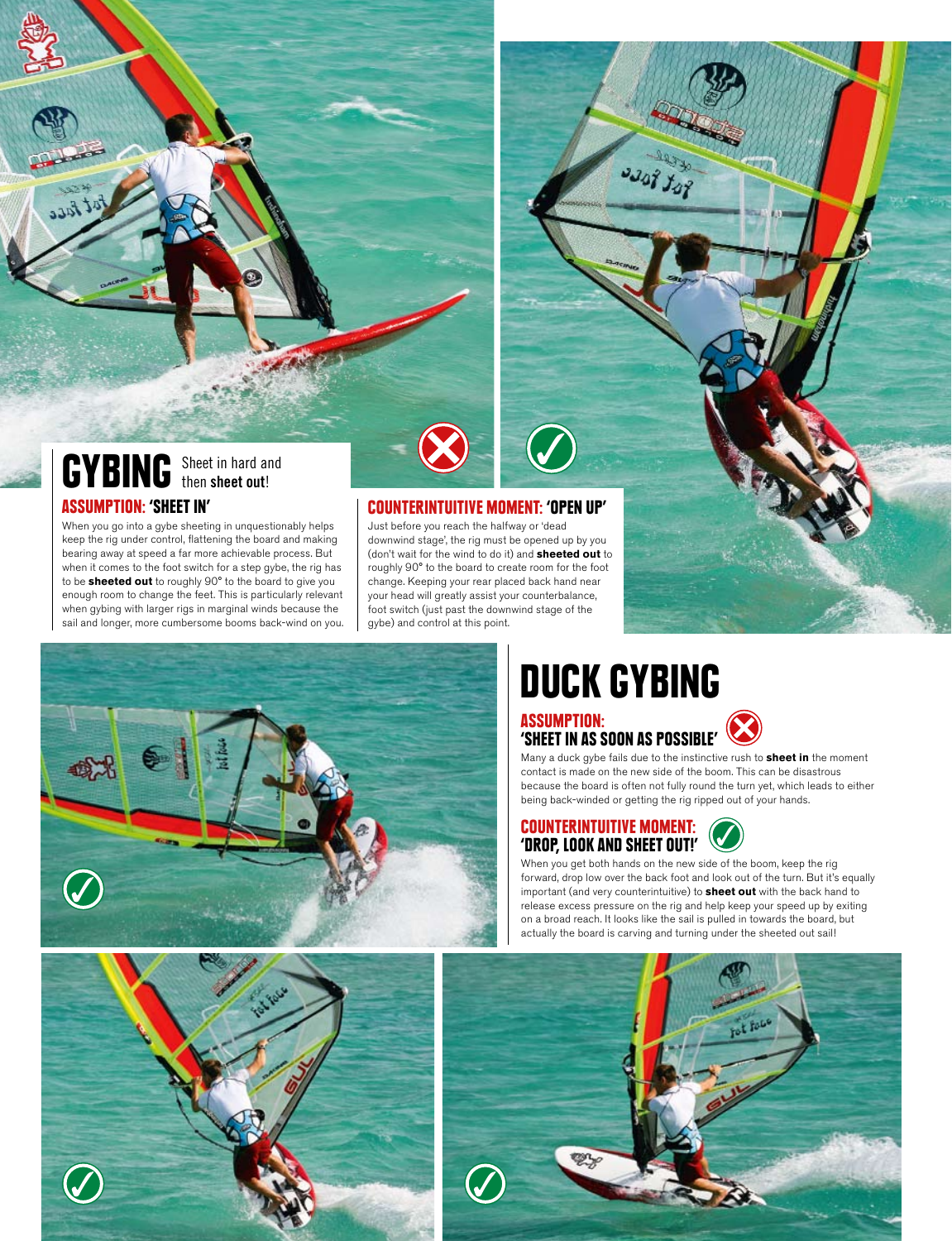# GYBING

Sheet in hard and then **sheet out**!

## ASSUMPTION: 'SHEET IN'

When you go into a gybe sheeting in unquestionably helps keep the rig under control, flattening the board and making bearing away at speed a far more achievable process. But when it comes to the foot switch for a step gybe, the rig has to be **sheeted out** to roughly 90° to the board to give you enough room to change the feet. This is particularly relevant when gybing with larger rigs in marginal winds because the sail and longer, more cumbersome booms back-wind on you.

## COUNTERINTUITIVE MOMENT: 'OPEN UP'

Just before you reach the halfway or 'dead downwind stage', the rig must be opened up by you (don't wait for the wind to do it) and **sheeted out** to roughly 90° to the board to create room for the foot change. Keeping your rear placed back hand near your head will greatly assist your counterbalance, foot switch (just past the downwind stage of the gybe) and control at this point.

# DUCK GYBING

## ASSUMPTION: 'SHEET IN AS SOON AS POSSIBLE'

Many a duck gybe fails due to the instinctive rush to **sheet in** the moment contact is made on the new side of the boom. This can be disastrous because the board is often not fully round the turn yet, which leads to either being back-winded or getting the rig ripped out of your hands.

## COUNTERINTUITIVE MOMENT: 'DROP, LOOK AND SHEET OUT!'

When you get both hands on the new side of the boom, keep the rig forward, drop low over the back foot and look out of the turn. But it's equally important (and very counterintuitive) to **sheet out** with the back hand to release excess pressure on the rig and help keep your speed up by exiting on a broad reach. It looks like the sail is pulled in towards the board, but actually the board is carving and turning under the sheeted out sail!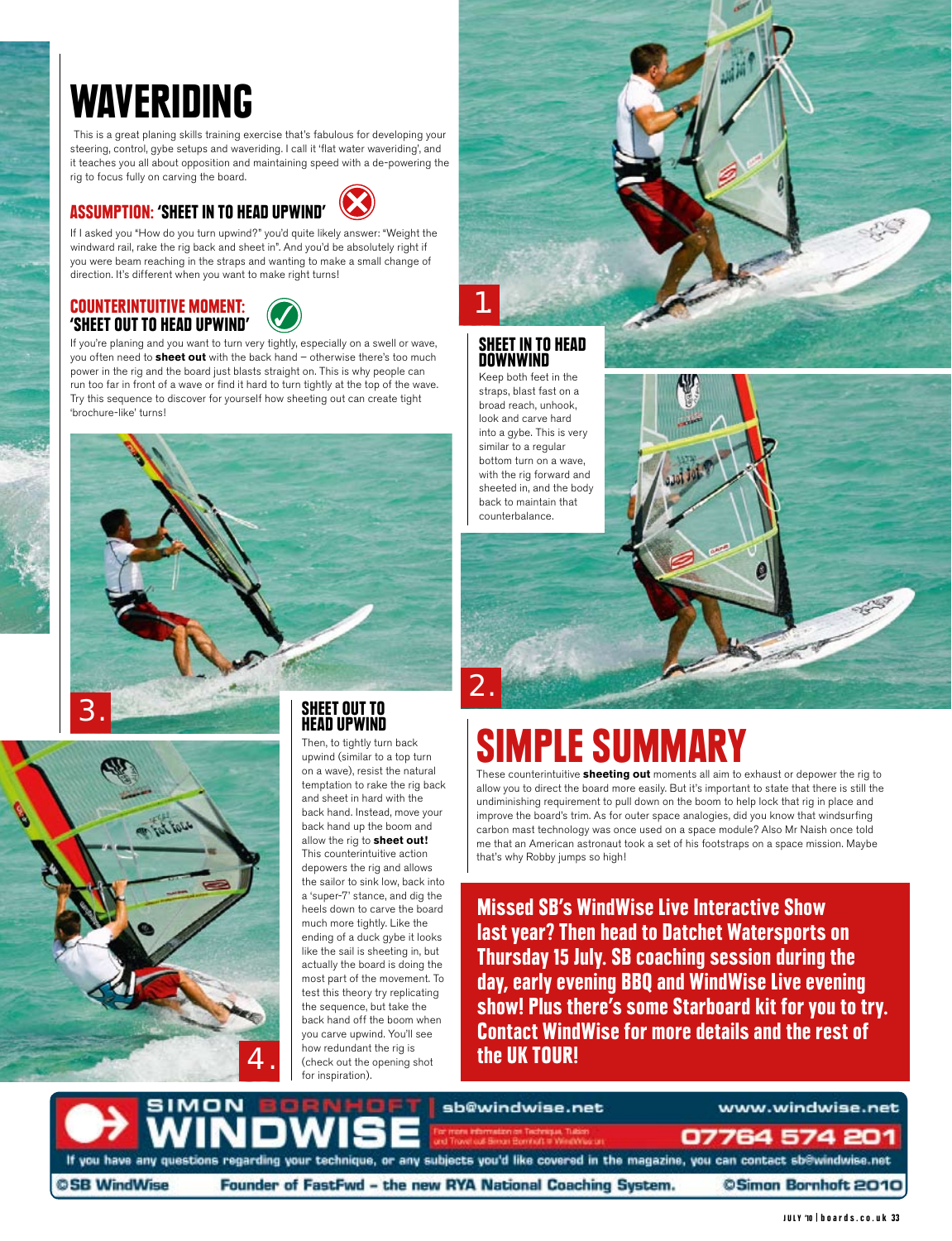# WAVERIDING

This is a great planing skills training exercise that's fabulous for developing your steering, control, gybe setups and waveriding. I call it 'flat water waveriding', and it teaches you all about opposition and maintaining speed with a de-powering the rig to focus fully on carving the board.

## ASSUMPTION: 'SHEET IN TO HEAD UPWIND'

If I asked you "How do you turn upwind?" you'd quite likely answer: "Weight the windward rail, rake the rig back and sheet in". And you'd be absolutely right if you were beam reaching in the straps and wanting to make a small change of direction. It's different when you want to make right turns!

## COUNTERINTUITIVE MOMENT: 'SHEET OUT TO HEAD UPWIND'

If you're planing and you want to turn very tightly, especially on a swell or wave, you often need to **sheet out** with the back hand – otherwise there's too much power in the rig and the board just blasts straight on. This is why people can run too far in front of a wave or find it hard to turn tightly at the top of the wave. Try this sequence to discover for yourself how sheeting out can create tight 'brochure-like' turns!

1

### SHEET IN TO HEAD DOWNWIND

Keep both feet in the straps, blast fast on a broad reach, unhook, look and carve hard into a gybe. This is very similar to a regular bottom turn on a wave, with the rig forward and sheeted in, and the body back to maintain that counterbalance.

2.

3.

4.

### SHEET OUT TO HEAD UPWIND

Then, to tightly turn back upwind (similar to a top turn on a wave), resist the natural temptation to rake the rig back and sheet in hard with the back hand. Instead, move your back hand up the boom and allow the rig to **sheet out!** This counterintuitive action depowers the rig and allows the sailor to sink low, back into a 'super-7' stance, and dig the heels down to carve the board much more tightly. Like the ending of a duck gybe it looks like the sail is sheeting in, but actually the board is doing the most part of the movement. To test this theory try replicating the sequence, but take the back hand off the boom when you carve upwind. You'll see how redundant the rig is (check out the opening shot for inspiration).

# SIMPLE SUMMARY

These counterintuitive **sheeting out** moments all aim to exhaust or depower the rig to allow you to direct the board more easily. But it's important to state that there is still the undiminishing requirement to pull down on the boom to help lock that rig in place and improve the board's trim. As for outer space analogies, did you know that windsurfing carbon mast technology was once used on a space module? Also Mr Naish once told me that an American astronaut took a set of his footstraps on a space mission. Maybe that's why Robby jumps so high!

**Missed SB's WindWise Live Interactive Show last year? Then head to Datchet Watersports on Thursday 15 July. SB coaching session during the day, early evening BBQ and WindWise Live evening show! Plus there's some Starboard kit for you to try. Contact WindWise for more details and the rest of the UK TOUR!**

SIMON BORNHOFT WINDWISE | sb@windwise.net | www.windwise.net | 07764 574 201

For more information on Technique, Tuition and Travel call Simon Bornhoft at WindWise.

If you have any questions regarding your technique, or any subjects you'd like covered in the magazine, you can contact sb@windwise.net

©SB WindWise | Founder of FastFwd – the new RYA National Coaching System. | ©Simon Bornhoft 2010